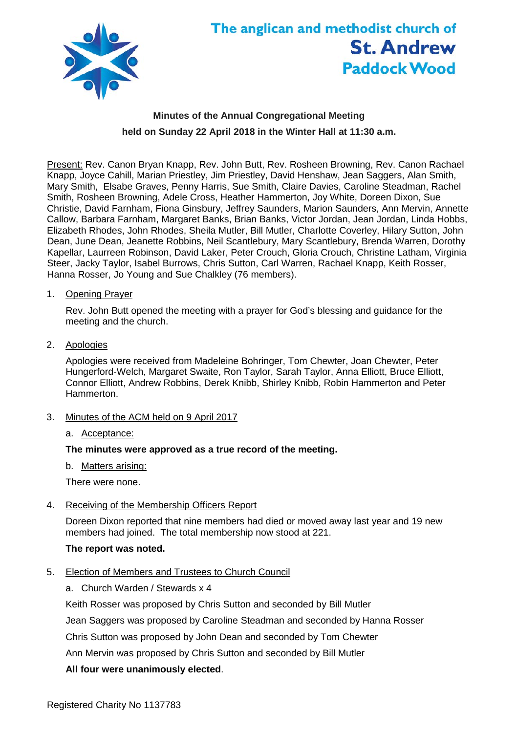# The anglican and methodist church of St. Andrew Paddock Wood

**Minutes of the Annual Congregational Meeting**
**held on Sunday 22 April 2018 in the Winter Hall at 11:30 a.m.**

Present: Rev. Canon Bryan Knapp, Rev. John Butt, Rev. Rosheen Browning, Rev. Canon Rachael Knapp, Joyce Cahill, Marian Priestley, Jim Priestley, David Henshaw, Jean Saggers, Alan Smith, Mary Smith, Elsabe Graves, Penny Harris, Sue Smith, Claire Davies, Caroline Steadman, Rachel Smith, Rosheen Browning, Adele Cross, Heather Hammerton, Joy White, Doreen Dixon, Sue Christie, David Farnham, Fiona Ginsbury, Jeffrey Saunders, Marion Saunders, Ann Mervin, Annette Callow, Barbara Farnham, Margaret Banks, Brian Banks, Victor Jordan, Jean Jordan, Linda Hobbs, Elizabeth Rhodes, John Rhodes, Sheila Mutler, Bill Mutler, Charlotte Coverley, Hilary Sutton, John Dean, June Dean, Jeanette Robbins, Neil Scantlebury, Mary Scantlebury, Brenda Warren, Dorothy Kapellar, Laurreen Robinson, David Laker, Peter Crouch, Gloria Crouch, Christine Latham, Virginia Steer, Jacky Taylor, Isabel Burrows, Chris Sutton, Carl Warren, Rachael Knapp, Keith Rosser, Hanna Rosser, Jo Young and Sue Chalkley (76 members).

1. Opening Prayer

   Rev. John Butt opened the meeting with a prayer for God's blessing and guidance for the meeting and the church.

2. Apologies

   Apologies were received from Madeleine Bohringer, Tom Chewter, Joan Chewter, Peter Hungerford-Welch, Margaret Swaite, Ron Taylor, Sarah Taylor, Anna Elliott, Bruce Elliott, Connor Elliott, Andrew Robbins, Derek Knibb, Shirley Knibb, Robin Hammerton and Peter Hammerton.

3. Minutes of the ACM held on 9 April 2017

   a. Acceptance:

   **The minutes were approved as a true record of the meeting.**

   b. Matters arising:

   There were none.

4. Receiving of the Membership Officers Report

   Doreen Dixon reported that nine members had died or moved away last year and 19 new members had joined. The total membership now stood at 221.

   **The report was noted.**

5. Election of Members and Trustees to Church Council

   a. Church Warden / Stewards x 4

   Keith Rosser was proposed by Chris Sutton and seconded by Bill Mutler

   Jean Saggers was proposed by Caroline Steadman and seconded by Hanna Rosser

   Chris Sutton was proposed by John Dean and seconded by Tom Chewter

   Ann Mervin was proposed by Chris Sutton and seconded by Bill Mutler

   **All four were unanimously elected**.

Registered Charity No 1137783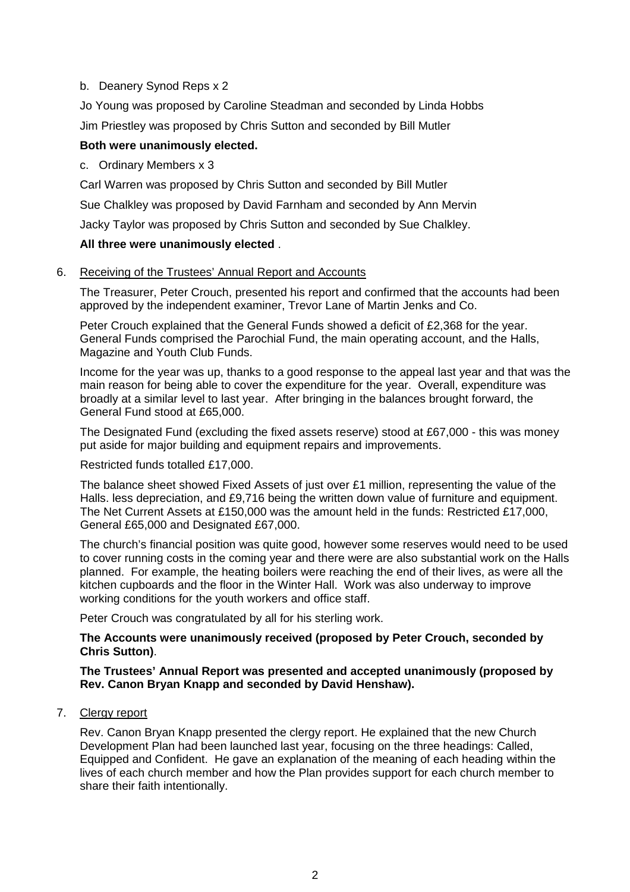b. Deanery Synod Reps x 2

Jo Young was proposed by Caroline Steadman and seconded by Linda Hobbs

Jim Priestley was proposed by Chris Sutton and seconded by Bill Mutler

**Both were unanimously elected.**

c. Ordinary Members x 3

Carl Warren was proposed by Chris Sutton and seconded by Bill Mutler

Sue Chalkley was proposed by David Farnham and seconded by Ann Mervin

Jacky Taylor was proposed by Chris Sutton and seconded by Sue Chalkley.

**All three were unanimously elected** .

6. Receiving of the Trustees' Annual Report and Accounts

The Treasurer, Peter Crouch, presented his report and confirmed that the accounts had been approved by the independent examiner, Trevor Lane of Martin Jenks and Co.

Peter Crouch explained that the General Funds showed a deficit of £2,368 for the year. General Funds comprised the Parochial Fund, the main operating account, and the Halls, Magazine and Youth Club Funds.

Income for the year was up, thanks to a good response to the appeal last year and that was the main reason for being able to cover the expenditure for the year. Overall, expenditure was broadly at a similar level to last year. After bringing in the balances brought forward, the General Fund stood at £65,000.

The Designated Fund (excluding the fixed assets reserve) stood at £67,000 - this was money put aside for major building and equipment repairs and improvements.

Restricted funds totalled £17,000.

The balance sheet showed Fixed Assets of just over £1 million, representing the value of the Halls. less depreciation, and £9,716 being the written down value of furniture and equipment. The Net Current Assets at £150,000 was the amount held in the funds: Restricted £17,000, General £65,000 and Designated £67,000.

The church's financial position was quite good, however some reserves would need to be used to cover running costs in the coming year and there were are also substantial work on the Halls planned. For example, the heating boilers were reaching the end of their lives, as were all the kitchen cupboards and the floor in the Winter Hall. Work was also underway to improve working conditions for the youth workers and office staff.

Peter Crouch was congratulated by all for his sterling work.

**The Accounts were unanimously received (proposed by Peter Crouch, seconded by Chris Sutton)**.

**The Trustees' Annual Report was presented and accepted unanimously (proposed by Rev. Canon Bryan Knapp and seconded by David Henshaw).**

7. Clergy report

Rev. Canon Bryan Knapp presented the clergy report. He explained that the new Church Development Plan had been launched last year, focusing on the three headings: Called, Equipped and Confident. He gave an explanation of the meaning of each heading within the lives of each church member and how the Plan provides support for each church member to share their faith intentionally.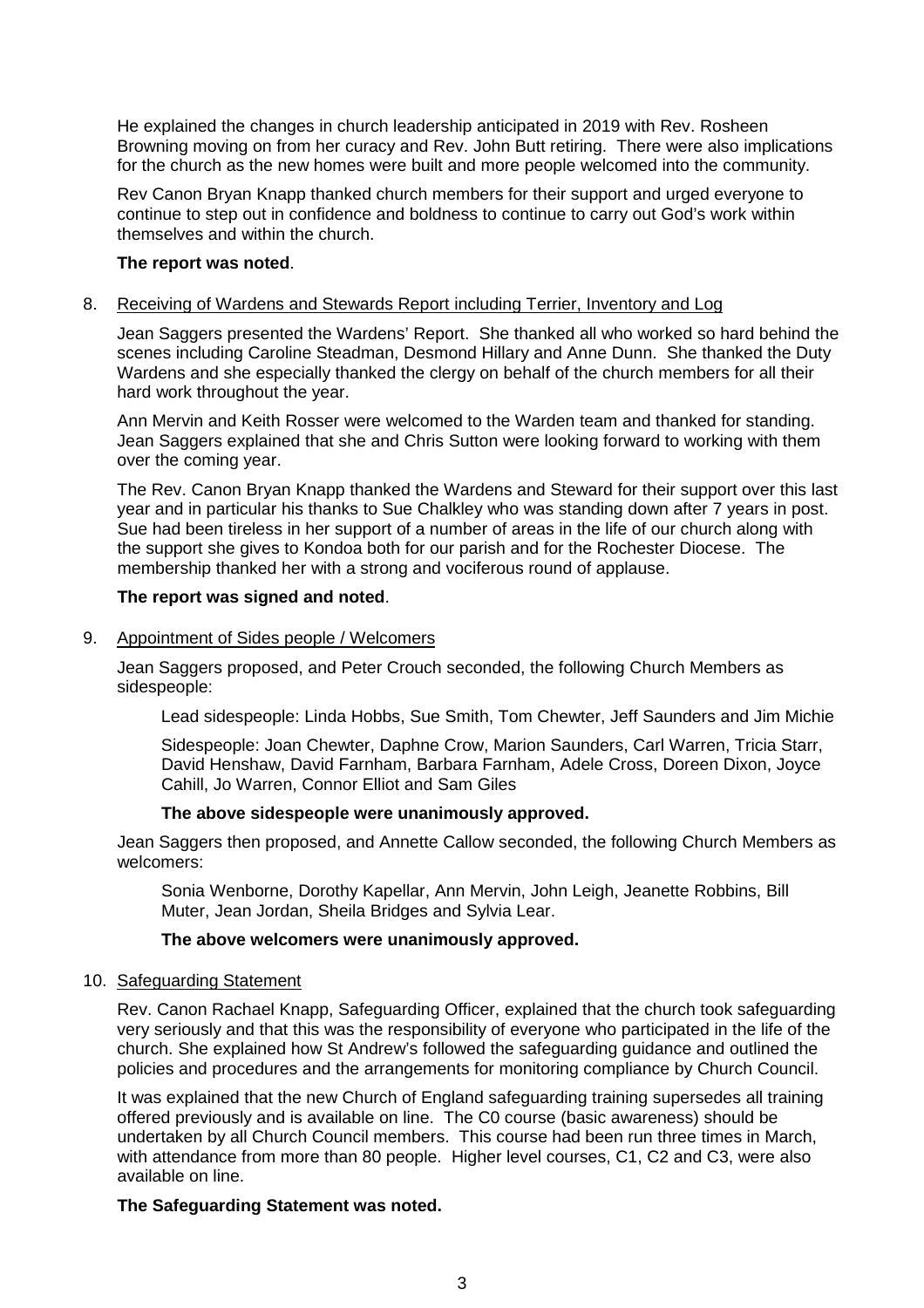He explained the changes in church leadership anticipated in 2019 with Rev. Rosheen Browning moving on from her curacy and Rev. John Butt retiring. There were also implications for the church as the new homes were built and more people welcomed into the community.

Rev Canon Bryan Knapp thanked church members for their support and urged everyone to continue to step out in confidence and boldness to continue to carry out God's work within themselves and within the church.

**The report was noted**.

8. Receiving of Wardens and Stewards Report including Terrier, Inventory and Log

Jean Saggers presented the Wardens' Report. She thanked all who worked so hard behind the scenes including Caroline Steadman, Desmond Hillary and Anne Dunn. She thanked the Duty Wardens and she especially thanked the clergy on behalf of the church members for all their hard work throughout the year.

Ann Mervin and Keith Rosser were welcomed to the Warden team and thanked for standing. Jean Saggers explained that she and Chris Sutton were looking forward to working with them over the coming year.

The Rev. Canon Bryan Knapp thanked the Wardens and Steward for their support over this last year and in particular his thanks to Sue Chalkley who was standing down after 7 years in post. Sue had been tireless in her support of a number of areas in the life of our church along with the support she gives to Kondoa both for our parish and for the Rochester Diocese. The membership thanked her with a strong and vociferous round of applause.

**The report was signed and noted**.

9. Appointment of Sides people / Welcomers

Jean Saggers proposed, and Peter Crouch seconded, the following Church Members as sidespeople:

Lead sidespeople: Linda Hobbs, Sue Smith, Tom Chewter, Jeff Saunders and Jim Michie

Sidespeople: Joan Chewter, Daphne Crow, Marion Saunders, Carl Warren, Tricia Starr, David Henshaw, David Farnham, Barbara Farnham, Adele Cross, Doreen Dixon, Joyce Cahill, Jo Warren, Connor Elliot and Sam Giles

**The above sidespeople were unanimously approved.**

Jean Saggers then proposed, and Annette Callow seconded, the following Church Members as welcomers:

Sonia Wenborne, Dorothy Kapellar, Ann Mervin, John Leigh, Jeanette Robbins, Bill Muter, Jean Jordan, Sheila Bridges and Sylvia Lear.

**The above welcomers were unanimously approved.**

10. Safeguarding Statement

Rev. Canon Rachael Knapp, Safeguarding Officer, explained that the church took safeguarding very seriously and that this was the responsibility of everyone who participated in the life of the church. She explained how St Andrew's followed the safeguarding guidance and outlined the policies and procedures and the arrangements for monitoring compliance by Church Council.

It was explained that the new Church of England safeguarding training supersedes all training offered previously and is available on line. The C0 course (basic awareness) should be undertaken by all Church Council members. This course had been run three times in March, with attendance from more than 80 people. Higher level courses, C1, C2 and C3, were also available on line.

**The Safeguarding Statement was noted.**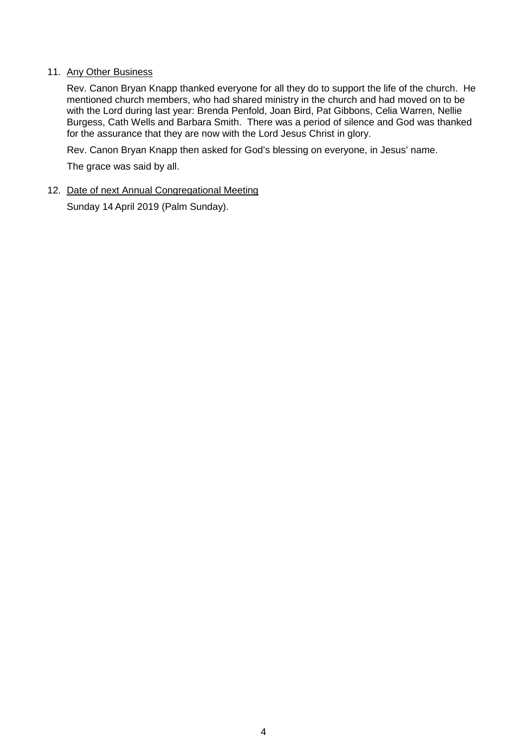11. Any Other Business

    Rev. Canon Bryan Knapp thanked everyone for all they do to support the life of the church. He mentioned church members, who had shared ministry in the church and had moved on to be with the Lord during last year: Brenda Penfold, Joan Bird, Pat Gibbons, Celia Warren, Nellie Burgess, Cath Wells and Barbara Smith. There was a period of silence and God was thanked for the assurance that they are now with the Lord Jesus Christ in glory.

    Rev. Canon Bryan Knapp then asked for God's blessing on everyone, in Jesus' name.

    The grace was said by all.

12. Date of next Annual Congregational Meeting

    Sunday 14 April 2019 (Palm Sunday).